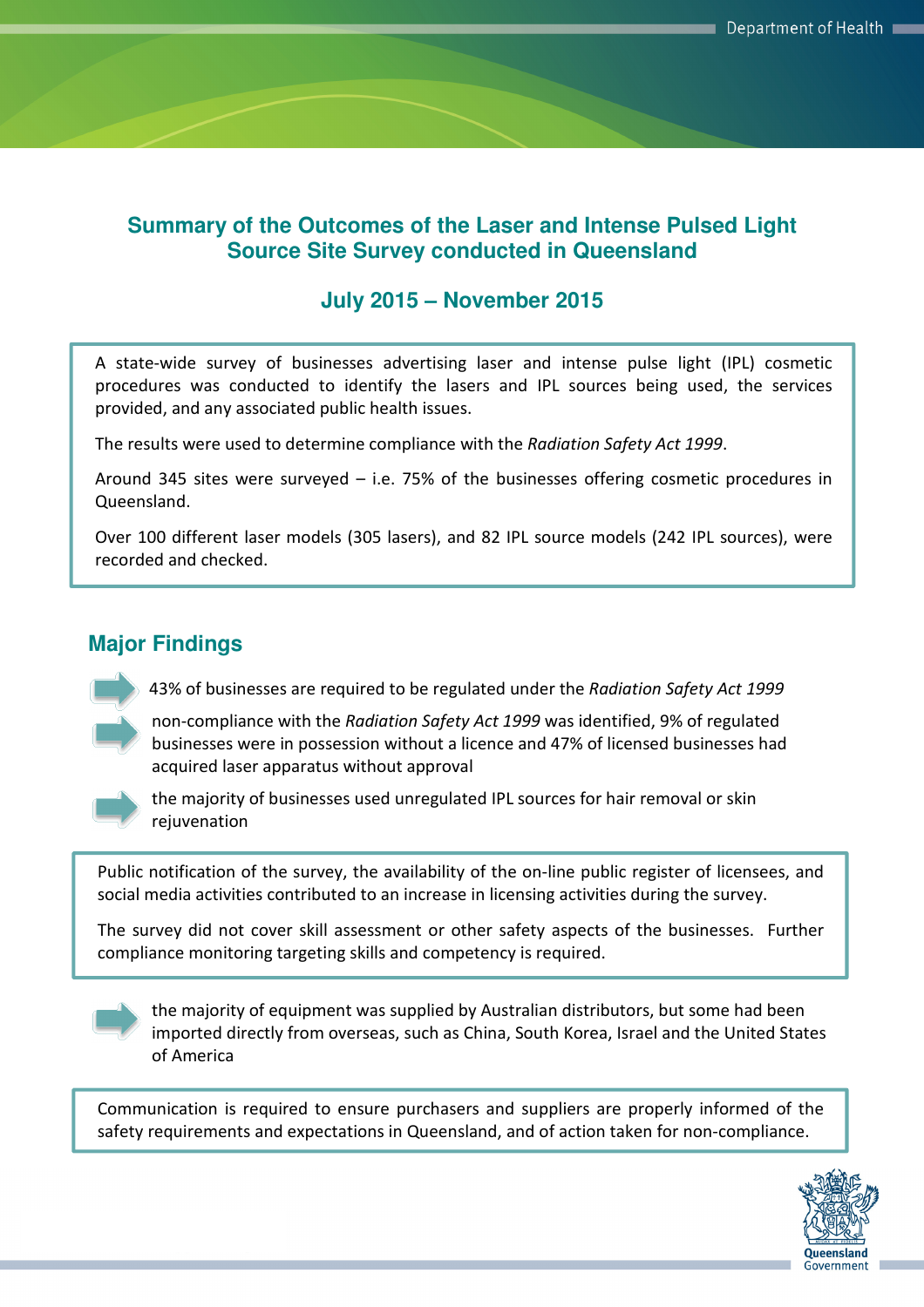# Summary of the Outcomes of the Laser and Intense Pulsed Light Source Site Survey conducted in Queensland

## July 2015 – November 2015

A state-wide survey of businesses advertising laser and intense pulse light (IPL) cosmetic procedures was conducted to identify the lasers and IPL sources being used, the services provided, and any associated public health issues.

The results were used to determine compliance with the *Radiation Safety Act 1999*.

Around 345 sites were surveyed – i.e. 75% of the businesses offering cosmetic procedures in Queensland.

Over 100 different laser models (305 lasers), and 82 IPL source models (242 IPL sources), were recorded and checked.

## Major Findings

- 43% of businesses are required to be regulated under the *Radiation Safety Act 1999*
- non-compliance with the *Radiation Safety Act 1999* was identified, 9% of regulated businesses were in possession without a licence and 47% of licensed businesses had acquired laser apparatus without approval
- the majority of businesses used unregulated IPL sources for hair removal or skin rejuvenation

Public notification of the survey, the availability of the on-line public register of licensees, and social media activities contributed to an increase in licensing activities during the survey.

The survey did not cover skill assessment or other safety aspects of the businesses. Further compliance monitoring targeting skills and competency is required.

- the majority of equipment was supplied by Australian distributors, but some had been imported directly from overseas, such as China, South Korea, Israel and the United States of America

Communication is required to ensure purchasers and suppliers are properly informed of the safety requirements and expectations in Queensland, and of action taken for non-compliance.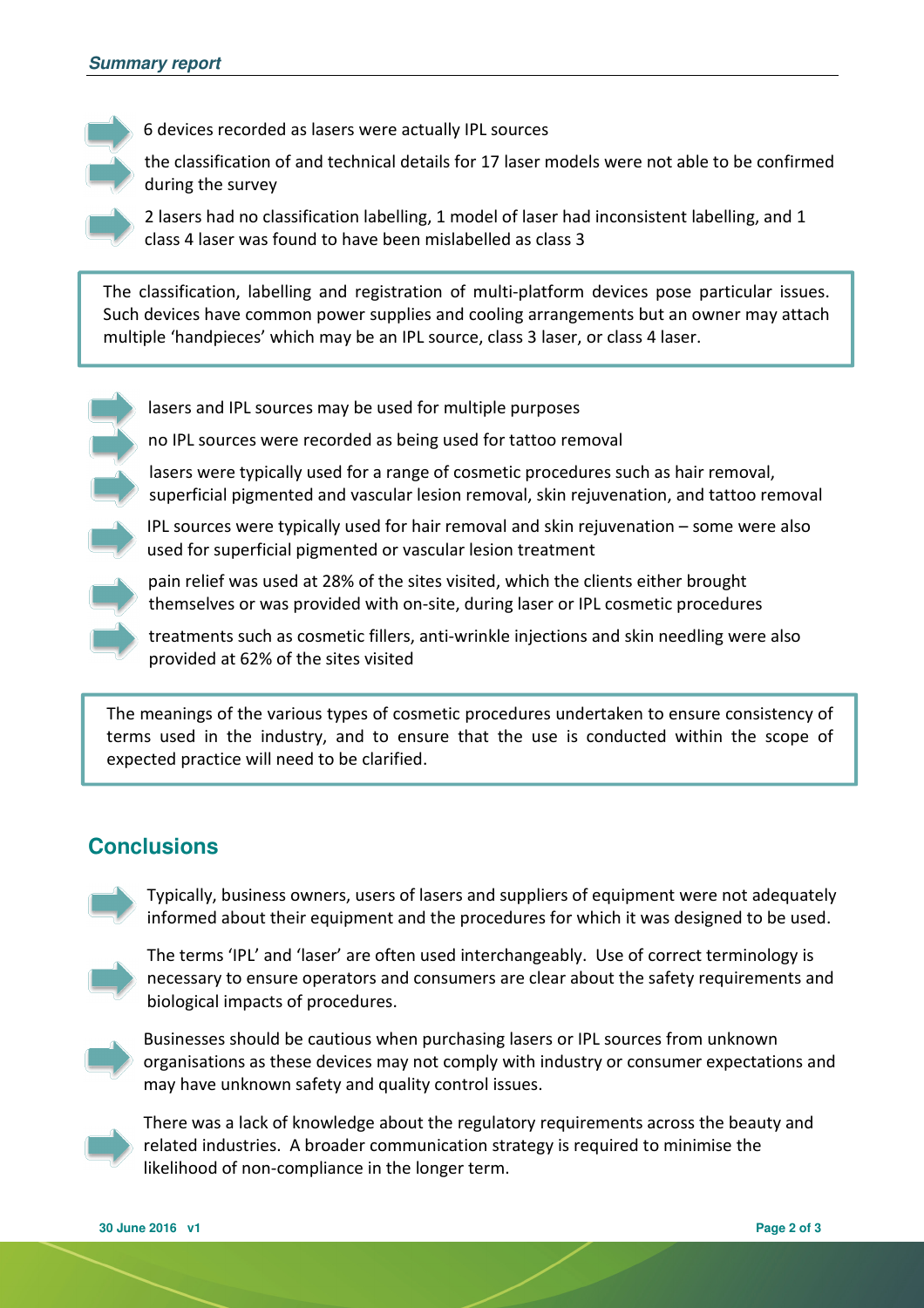- 6 devices recorded as lasers were actually IPL sources
- the classification of and technical details for 17 laser models were not able to be confirmed during the survey
- 2 lasers had no classification labelling, 1 model of laser had inconsistent labelling, and 1 class 4 laser was found to have been mislabelled as class 3

> The classification, labelling and registration of multi-platform devices pose particular issues. Such devices have common power supplies and cooling arrangements but an owner may attach multiple 'handpieces' which may be an IPL source, class 3 laser, or class 4 laser.

- lasers and IPL sources may be used for multiple purposes
- no IPL sources were recorded as being used for tattoo removal
- lasers were typically used for a range of cosmetic procedures such as hair removal, superficial pigmented and vascular lesion removal, skin rejuvenation, and tattoo removal
- IPL sources were typically used for hair removal and skin rejuvenation – some were also used for superficial pigmented or vascular lesion treatment
- pain relief was used at 28% of the sites visited, which the clients either brought themselves or was provided with on-site, during laser or IPL cosmetic procedures
- treatments such as cosmetic fillers, anti-wrinkle injections and skin needling were also provided at 62% of the sites visited

> The meanings of the various types of cosmetic procedures undertaken to ensure consistency of terms used in the industry, and to ensure that the use is conducted within the scope of expected practice will need to be clarified.

## Conclusions

- Typically, business owners, users of lasers and suppliers of equipment were not adequately informed about their equipment and the procedures for which it was designed to be used.
- The terms 'IPL' and 'laser' are often used interchangeably. Use of correct terminology is necessary to ensure operators and consumers are clear about the safety requirements and biological impacts of procedures.
- Businesses should be cautious when purchasing lasers or IPL sources from unknown organisations as these devices may not comply with industry or consumer expectations and may have unknown safety and quality control issues.
- There was a lack of knowledge about the regulatory requirements across the beauty and related industries. A broader communication strategy is required to minimise the likelihood of non-compliance in the longer term.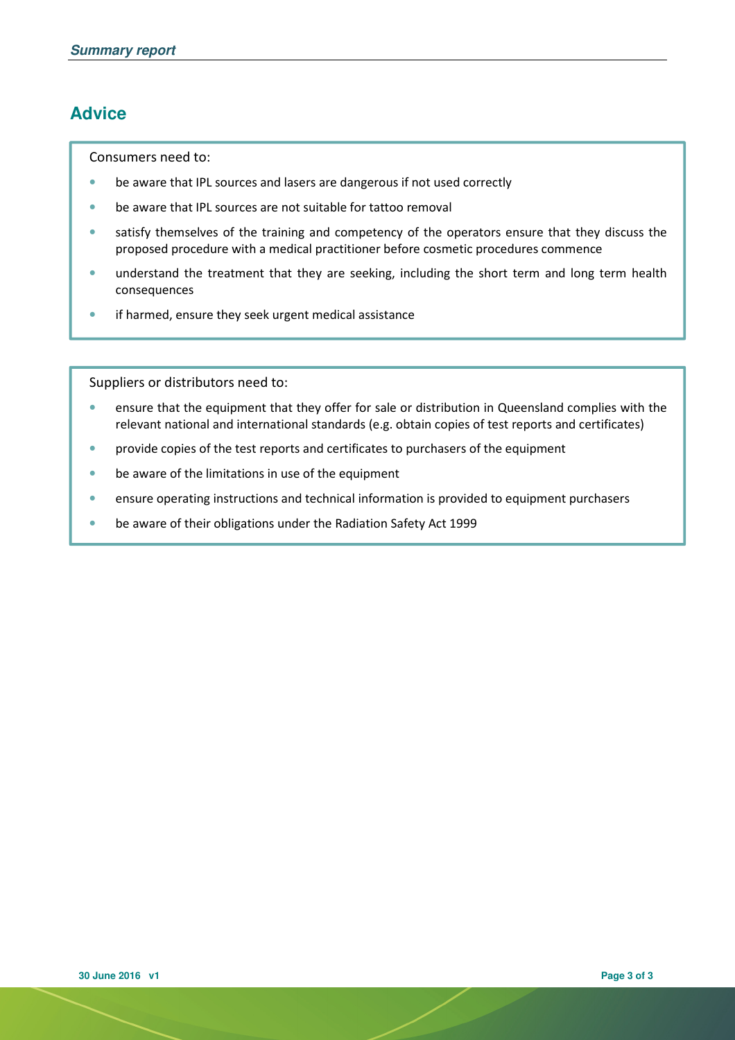## Advice

Consumers need to:

- be aware that IPL sources and lasers are dangerous if not used correctly
- be aware that IPL sources are not suitable for tattoo removal
- satisfy themselves of the training and competency of the operators ensure that they discuss the proposed procedure with a medical practitioner before cosmetic procedures commence
- understand the treatment that they are seeking, including the short term and long term health consequences
- if harmed, ensure they seek urgent medical assistance

Suppliers or distributors need to:

- ensure that the equipment that they offer for sale or distribution in Queensland complies with the relevant national and international standards (e.g. obtain copies of test reports and certificates)
- provide copies of the test reports and certificates to purchasers of the equipment
- be aware of the limitations in use of the equipment
- ensure operating instructions and technical information is provided to equipment purchasers
- be aware of their obligations under the Radiation Safety Act 1999